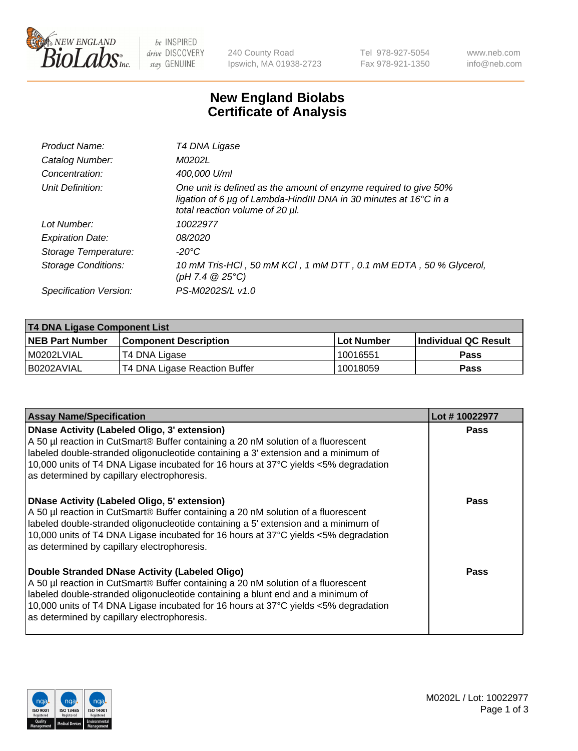# New England Biolabs
# Certificate of Analysis

| | |
|---|---|
| Product Name: | T4 DNA Ligase |
| Catalog Number: | M0202L |
| Concentration: | 400,000 U/ml |
| Unit Definition: | One unit is defined as the amount of enzyme required to give 50% ligation of 6 µg of Lambda-HindIII DNA in 30 minutes at 16°C in a total reaction volume of 20 µl. |
| Lot Number: | 10022977 |
| Expiration Date: | 08/2020 |
| Storage Temperature: | -20°C |
| Storage Conditions: | 10 mM Tris-HCl , 50 mM KCl , 1 mM DTT , 0.1 mM EDTA , 50 % Glycerol, (pH 7.4 @ 25°C) |
| Specification Version: | PS-M0202S/L v1.0 |

| T4 DNA Ligase Component List | | | |
|---|---|---|---|
| **NEB Part Number** | **Component Description** | **Lot Number** | **Individual QC Result** |
| M0202LVIAL | T4 DNA Ligase | 10016551 | Pass |
| B0202AVIAL | T4 DNA Ligase Reaction Buffer | 10018059 | Pass |

| Assay Name/Specification | Lot # 10022977 |
|---|---|
| **DNase Activity (Labeled Oligo, 3' extension)**<br>A 50 µl reaction in CutSmart® Buffer containing a 20 nM solution of a fluorescent labeled double-stranded oligonucleotide containing a 3' extension and a minimum of 10,000 units of T4 DNA Ligase incubated for 16 hours at 37°C yields <5% degradation as determined by capillary electrophoresis. | Pass |
| **DNase Activity (Labeled Oligo, 5' extension)**<br>A 50 µl reaction in CutSmart® Buffer containing a 20 nM solution of a fluorescent labeled double-stranded oligonucleotide containing a 5' extension and a minimum of 10,000 units of T4 DNA Ligase incubated for 16 hours at 37°C yields <5% degradation as determined by capillary electrophoresis. | Pass |
| **Double Stranded DNase Activity (Labeled Oligo)**<br>A 50 µl reaction in CutSmart® Buffer containing a 20 nM solution of a fluorescent labeled double-stranded oligonucleotide containing a blunt end and a minimum of 10,000 units of T4 DNA Ligase incubated for 16 hours at 37°C yields <5% degradation as determined by capillary electrophoresis. | Pass |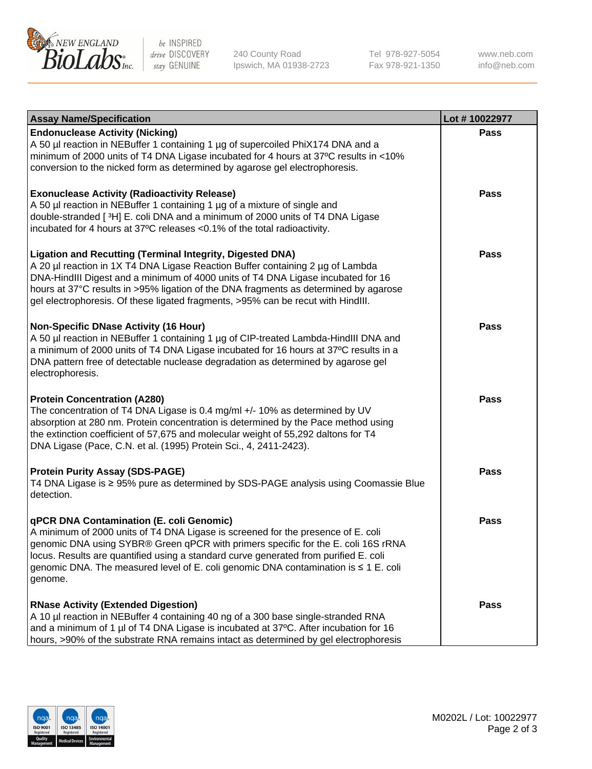| Assay Name/Specification | Lot # 10022977 |
|---|---|
| **Endonuclease Activity (Nicking)**<br>A 50 µl reaction in NEBuffer 1 containing 1 µg of supercoiled PhiX174 DNA and a minimum of 2000 units of T4 DNA Ligase incubated for 4 hours at 37ºC results in <10% conversion to the nicked form as determined by agarose gel electrophoresis. | Pass |
| **Exonuclease Activity (Radioactivity Release)**<br>A 50 µl reaction in NEBuffer 1 containing 1 µg of a mixture of single and double-stranded [ $^{3}$H] E. coli DNA and a minimum of 2000 units of T4 DNA Ligase incubated for 4 hours at 37ºC releases <0.1% of the total radioactivity. | Pass |
| **Ligation and Recutting (Terminal Integrity, Digested DNA)**<br>A 20 µl reaction in 1X T4 DNA Ligase Reaction Buffer containing 2 µg of Lambda DNA-HindIII Digest and a minimum of 4000 units of T4 DNA Ligase incubated for 16 hours at 37°C results in >95% ligation of the DNA fragments as determined by agarose gel electrophoresis. Of these ligated fragments, >95% can be recut with HindIII. | Pass |
| **Non-Specific DNase Activity (16 Hour)**<br>A 50 µl reaction in NEBuffer 1 containing 1 µg of CIP-treated Lambda-HindIII DNA and a minimum of 2000 units of T4 DNA Ligase incubated for 16 hours at 37ºC results in a DNA pattern free of detectable nuclease degradation as determined by agarose gel electrophoresis. | Pass |
| **Protein Concentration (A280)**<br>The concentration of T4 DNA Ligase is 0.4 mg/ml +/- 10% as determined by UV absorption at 280 nm. Protein concentration is determined by the Pace method using the extinction coefficient of 57,675 and molecular weight of 55,292 daltons for T4 DNA Ligase (Pace, C.N. et al. (1995) Protein Sci., 4, 2411-2423). | Pass |
| **Protein Purity Assay (SDS-PAGE)**<br>T4 DNA Ligase is ≥ 95% pure as determined by SDS-PAGE analysis using Coomassie Blue detection. | Pass |
| **qPCR DNA Contamination (E. coli Genomic)**<br>A minimum of 2000 units of T4 DNA Ligase is screened for the presence of E. coli genomic DNA using SYBR® Green qPCR with primers specific for the E. coli 16S rRNA locus. Results are quantified using a standard curve generated from purified E. coli genomic DNA. The measured level of E. coli genomic DNA contamination is ≤ 1 E. coli genome. | Pass |
| **RNase Activity (Extended Digestion)**<br>A 10 µl reaction in NEBuffer 4 containing 40 ng of a 300 base single-stranded RNA and a minimum of 1 µl of T4 DNA Ligase is incubated at 37ºC. After incubation for 16 hours, >90% of the substrate RNA remains intact as determined by gel electrophoresis | Pass |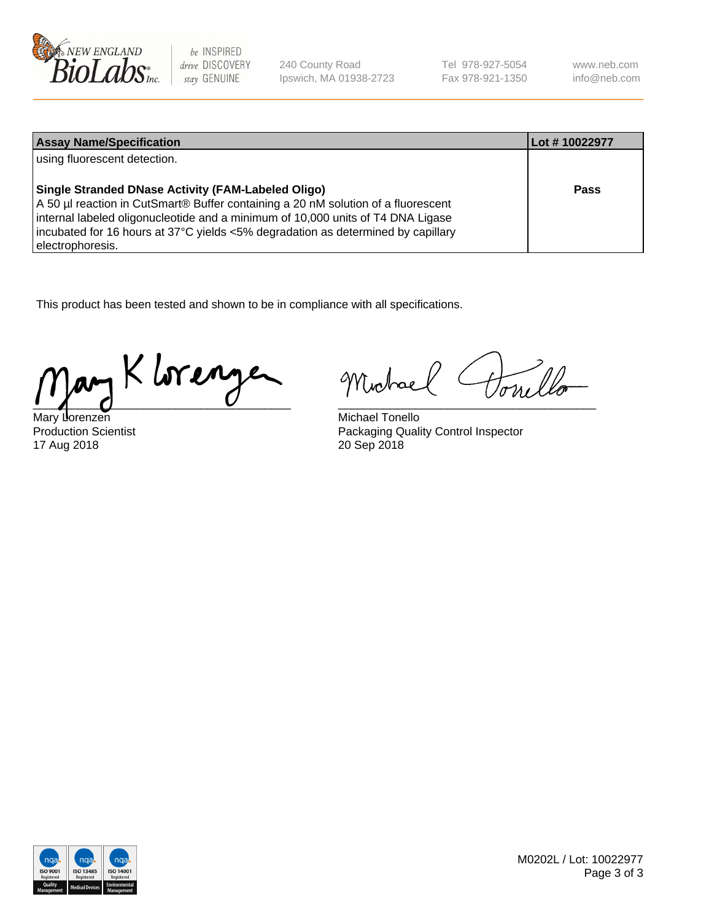| Assay Name/Specification | Lot # 10022977 |
| --- | --- |
| using fluorescent detection. | |
| **Single Stranded DNase Activity (FAM-Labeled Oligo)**<br>A 50 µl reaction in CutSmart® Buffer containing a 20 nM solution of a fluorescent internal labeled oligonucleotide and a minimum of 10,000 units of T4 DNA Ligase incubated for 16 hours at 37°C yields <5% degradation as determined by capillary electrophoresis. | **Pass** |

This product has been tested and shown to be in compliance with all specifications.

Mary Lorenzen
Production Scientist
17 Aug 2018

Michael Tonello
Packaging Quality Control Inspector
20 Sep 2018

M0202L / Lot: 10022977